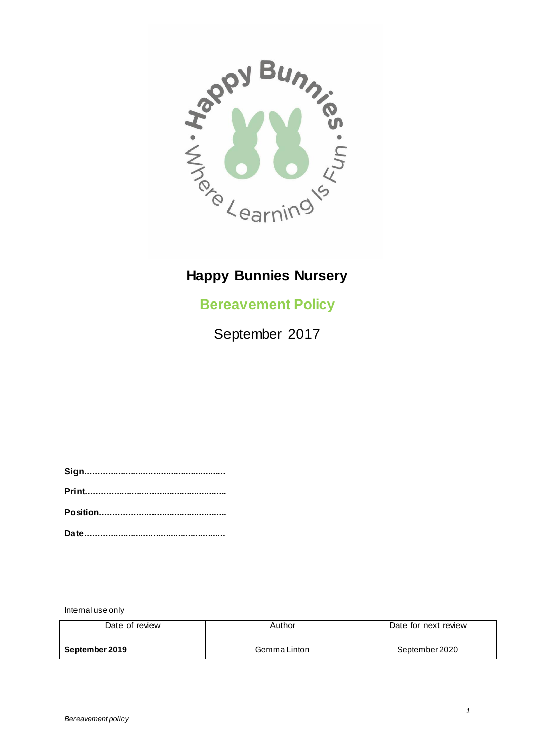# Happy Bunnies Nursery

## Bereavement Policy

September 2017

**Sign.......................................................**

**Print.......................................................**

**Position..................................................**

**Date.......................................................**

Internal use only

| Date of review | Author | Date for next review |
|---|---|---|
| **September 2019** | Gemma Linton | September 2020 |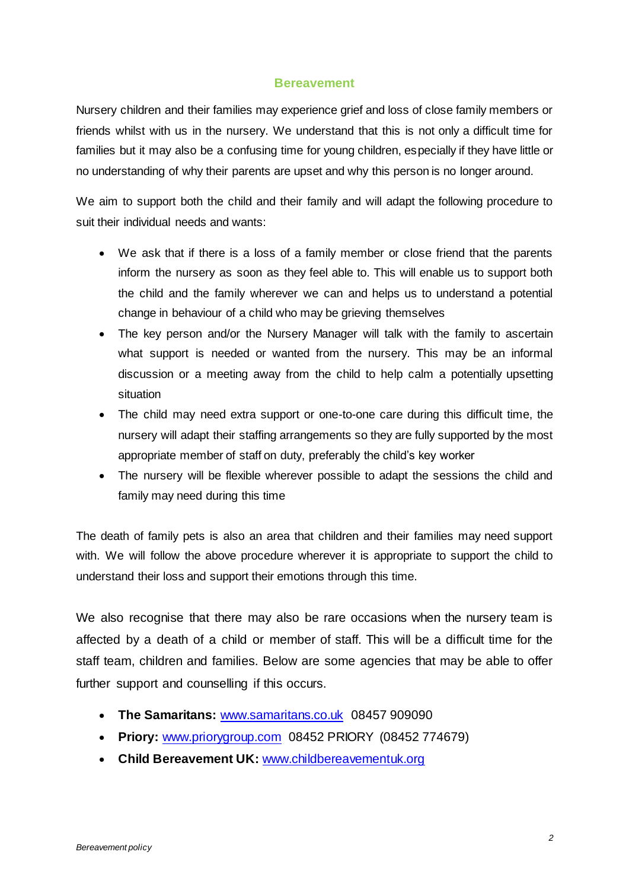## Bereavement

Nursery children and their families may experience grief and loss of close family members or friends whilst with us in the nursery. We understand that this is not only a difficult time for families but it may also be a confusing time for young children, especially if they have little or no understanding of why their parents are upset and why this person is no longer around.

We aim to support both the child and their family and will adapt the following procedure to suit their individual needs and wants:

- We ask that if there is a loss of a family member or close friend that the parents inform the nursery as soon as they feel able to. This will enable us to support both the child and the family wherever we can and helps us to understand a potential change in behaviour of a child who may be grieving themselves
- The key person and/or the Nursery Manager will talk with the family to ascertain what support is needed or wanted from the nursery. This may be an informal discussion or a meeting away from the child to help calm a potentially upsetting situation
- The child may need extra support or one-to-one care during this difficult time, the nursery will adapt their staffing arrangements so they are fully supported by the most appropriate member of staff on duty, preferably the child's key worker
- The nursery will be flexible wherever possible to adapt the sessions the child and family may need during this time

The death of family pets is also an area that children and their families may need support with. We will follow the above procedure wherever it is appropriate to support the child to understand their loss and support their emotions through this time.

We also recognise that there may also be rare occasions when the nursery team is affected by a death of a child or member of staff. This will be a difficult time for the staff team, children and families. Below are some agencies that may be able to offer further support and counselling if this occurs.

- **The Samaritans:** www.samaritans.co.uk 08457 909090
- **Priory:** www.priorygroup.com 08452 PRIORY (08452 774679)
- **Child Bereavement UK:** www.childbereavementuk.org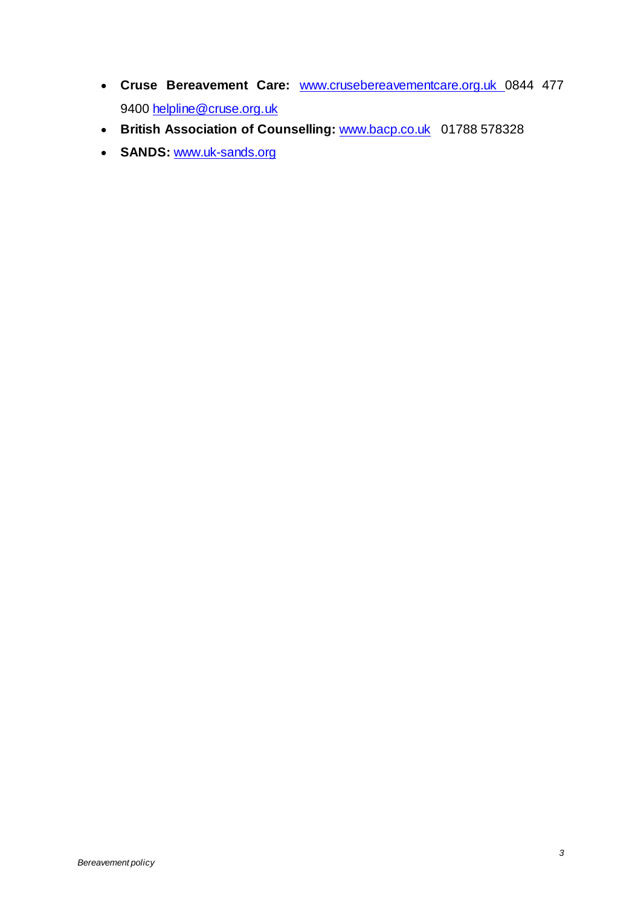- **Cruse Bereavement Care:** www.crusebereavementcare.org.uk 0844 477 9400 helpline@cruse.org.uk
- **British Association of Counselling:** www.bacp.co.uk 01788 578328
- **SANDS:** www.uk-sands.org